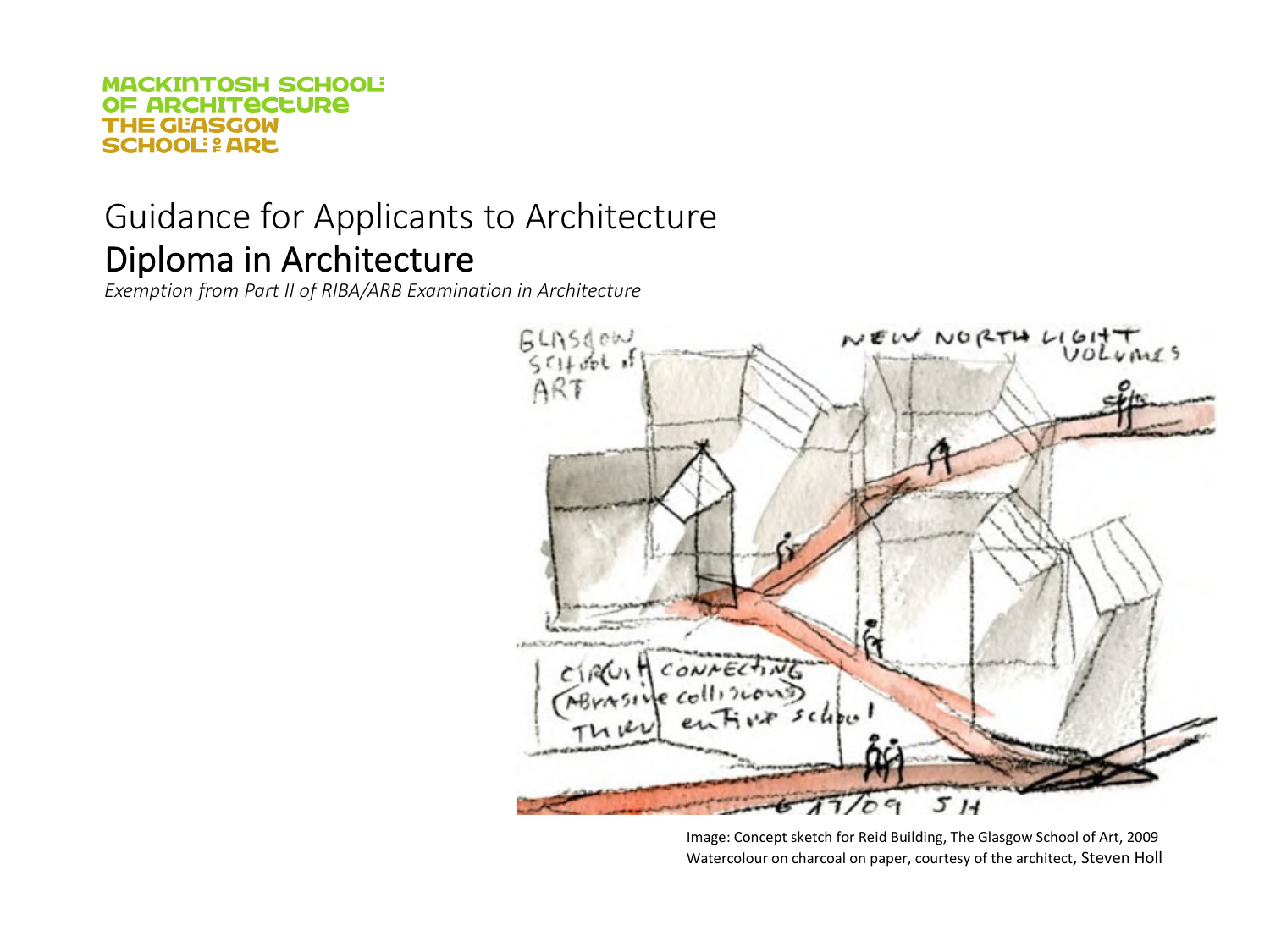MACKINTOSH SCHOOL OF ARCHITECTURE
THE GLASGOW SCHOOL OF ART

# Guidance for Applicants to Architecture
## Diploma in Architecture
*Exemption from Part II of RIBA/ARB Examination in Architecture*

Image: Concept sketch for Reid Building, The Glasgow School of Art, 2009
Watercolour on charcoal on paper, courtesy of the architect, Steven Holl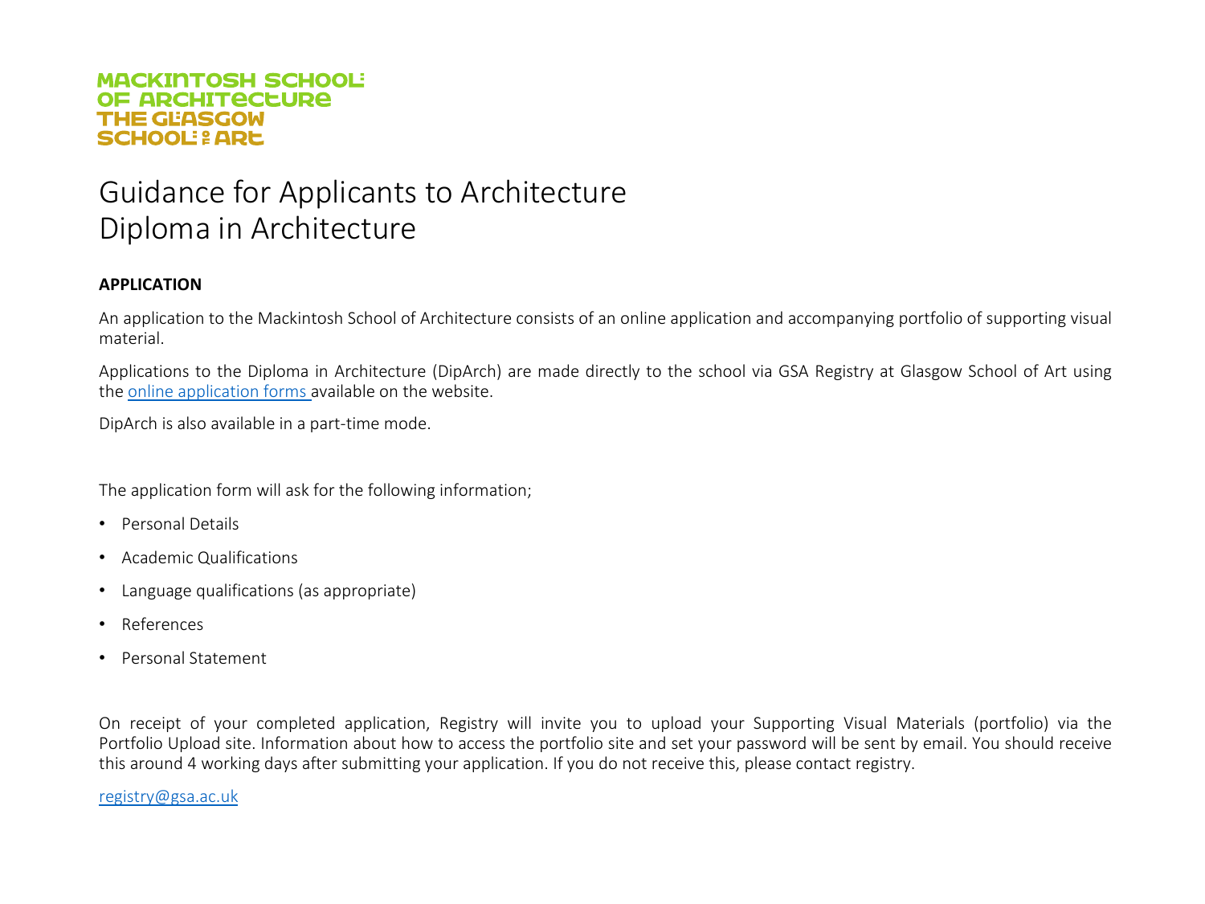MACKINTOSH SCHOOL OF ARCHITECTURE
THE GLASGOW SCHOOL OF ART

# Guidance for Applicants to Architecture
# Diploma in Architecture

**APPLICATION**

An application to the Mackintosh School of Architecture consists of an online application and accompanying portfolio of supporting visual material.

Applications to the Diploma in Architecture (DipArch) are made directly to the school via GSA Registry at Glasgow School of Art using the [online application forms](#) available on the website.

DipArch is also available in a part-time mode.

The application form will ask for the following information;

- Personal Details
- Academic Qualifications
- Language qualifications (as appropriate)
- References
- Personal Statement

On receipt of your completed application, Registry will invite you to upload your Supporting Visual Materials (portfolio) via the Portfolio Upload site. Information about how to access the portfolio site and set your password will be sent by email. You should receive this around 4 working days after submitting your application. If you do not receive this, please contact registry.

[registry@gsa.ac.uk](mailto:registry@gsa.ac.uk)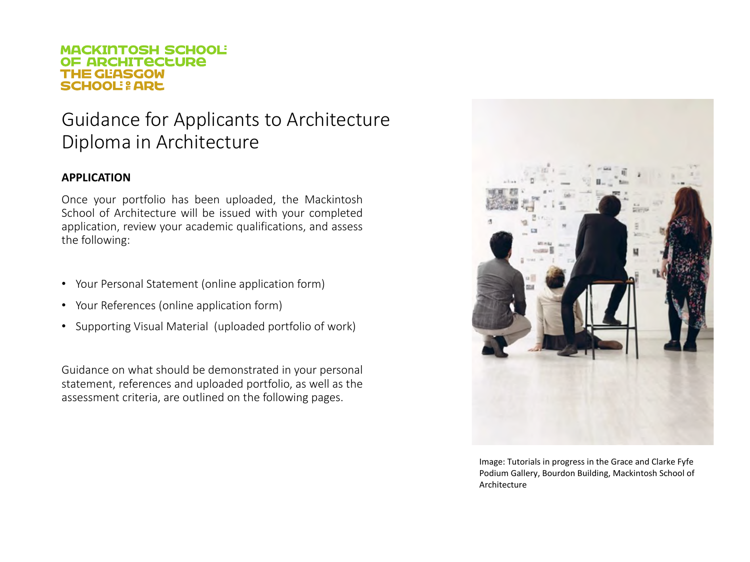MACKINTOSH SCHOOL OF ARCHITECTURE
THE GLASGOW SCHOOL OF ART

# Guidance for Applicants to Architecture Diploma in Architecture

## APPLICATION

Once your portfolio has been uploaded, the Mackintosh School of Architecture will be issued with your completed application, review your academic qualifications, and assess the following:

- Your Personal Statement (online application form)
- Your References (online application form)
- Supporting Visual Material (uploaded portfolio of work)

Guidance on what should be demonstrated in your personal statement, references and uploaded portfolio, as well as the assessment criteria, are outlined on the following pages.

Image: Tutorials in progress in the Grace and Clarke Fyfe Podium Gallery, Bourdon Building, Mackintosh School of Architecture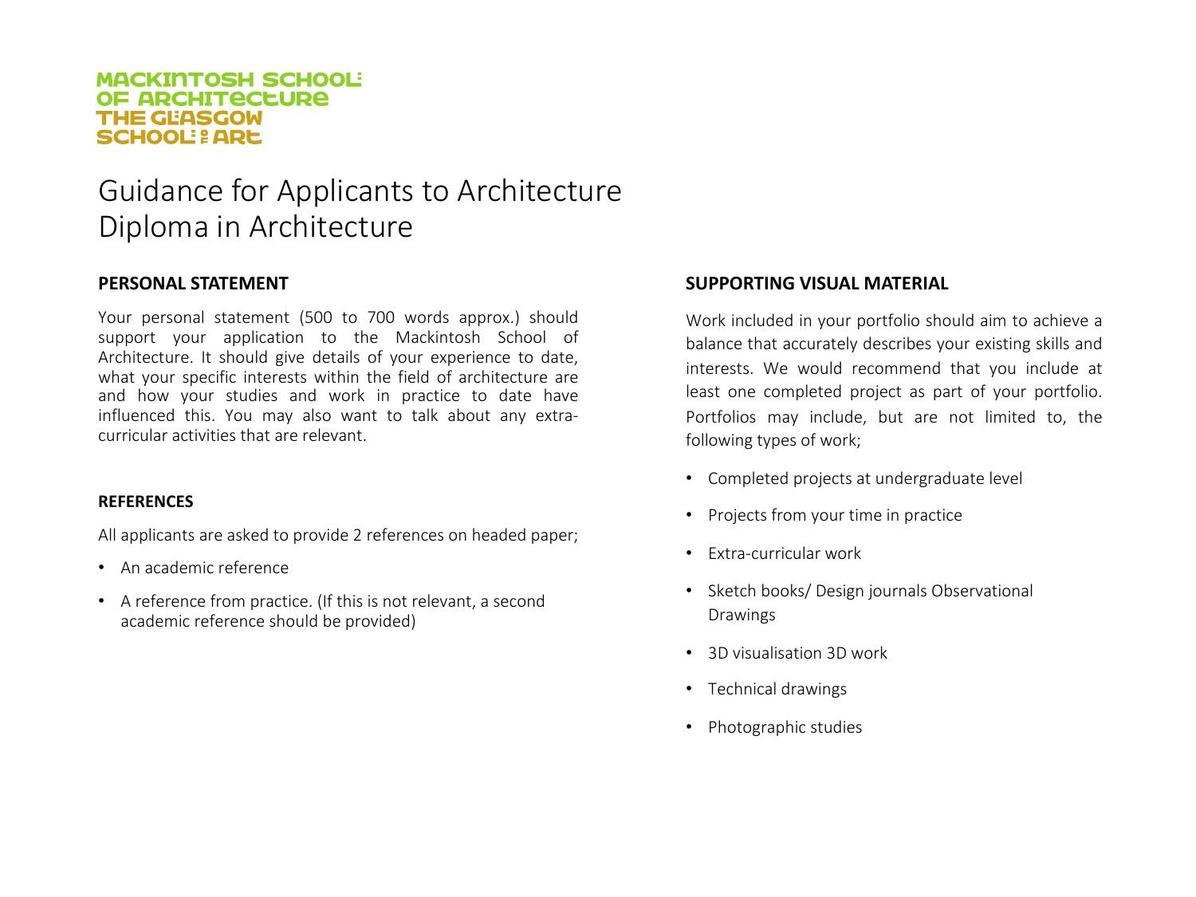MACKINTOSH SCHOOL OF ARCHITECTURE
THE GLASGOW SCHOOL OF ART

# Guidance for Applicants to Architecture Diploma in Architecture

## PERSONAL STATEMENT

Your personal statement (500 to 700 words approx.) should support your application to the Mackintosh School of Architecture. It should give details of your experience to date, what your specific interests within the field of architecture are and how your studies and work in practice to date have influenced this. You may also want to talk about any extra-curricular activities that are relevant.

## REFERENCES

All applicants are asked to provide 2 references on headed paper;

- An academic reference
- A reference from practice. (If this is not relevant, a second academic reference should be provided)

## SUPPORTING VISUAL MATERIAL

Work included in your portfolio should aim to achieve a balance that accurately describes your existing skills and interests. We would recommend that you include at least one completed project as part of your portfolio. Portfolios may include, but are not limited to, the following types of work;

- Completed projects at undergraduate level
- Projects from your time in practice
- Extra-curricular work
- Sketch books/ Design journals Observational Drawings
- 3D visualisation 3D work
- Technical drawings
- Photographic studies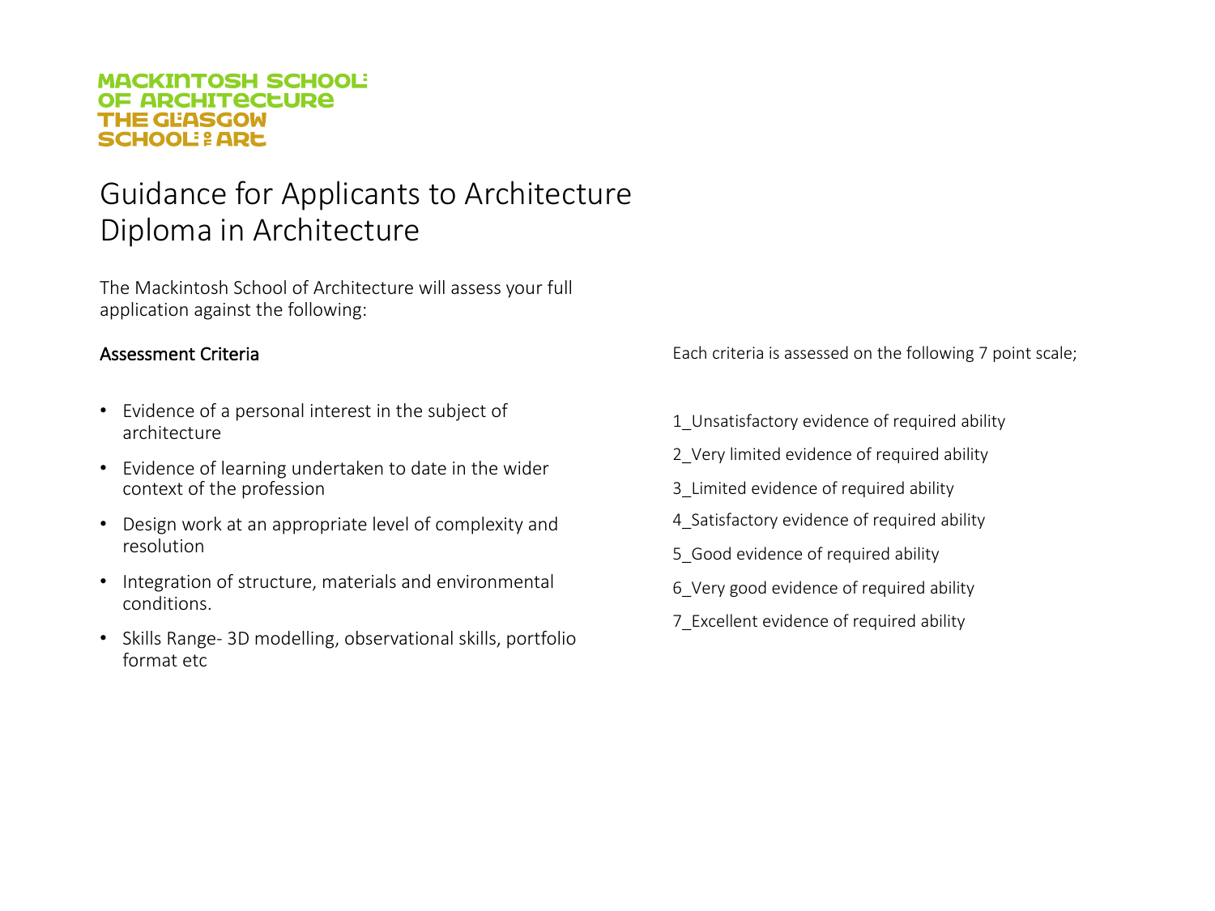MACKINTOSH SCHOOL OF ARCHITECTURE
THE GLASGOW SCHOOL OF ART

# Guidance for Applicants to Architecture
# Diploma in Architecture

The Mackintosh School of Architecture will assess your full application against the following:

## Assessment Criteria

- Evidence of a personal interest in the subject of architecture
- Evidence of learning undertaken to date in the wider context of the profession
- Design work at an appropriate level of complexity and resolution
- Integration of structure, materials and environmental conditions.
- Skills Range- 3D modelling, observational skills, portfolio format etc

Each criteria is assessed on the following 7 point scale;

1_Unsatisfactory evidence of required ability

2_Very limited evidence of required ability

3_Limited evidence of required ability

4_Satisfactory evidence of required ability

5_Good evidence of required ability

6_Very good evidence of required ability

7_Excellent evidence of required ability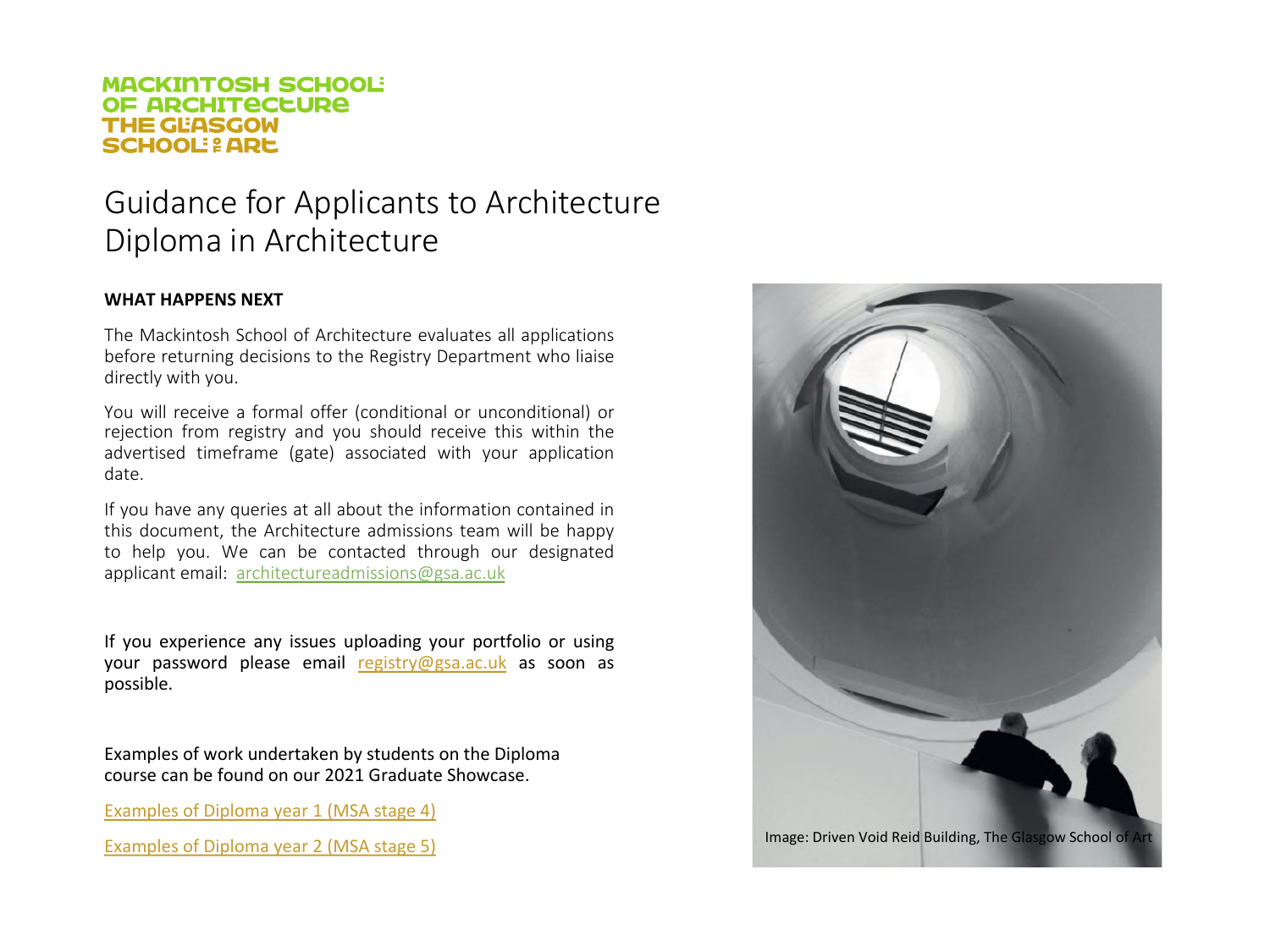MACKINTOSH SCHOOL OF ARCHITECTURE
THE GLASGOW SCHOOL OF ART

# Guidance for Applicants to Architecture Diploma in Architecture

## WHAT HAPPENS NEXT

The Mackintosh School of Architecture evaluates all applications before returning decisions to the Registry Department who liaise directly with you.

You will receive a formal offer (conditional or unconditional) or rejection from registry and you should receive this within the advertised timeframe (gate) associated with your application date.

If you have any queries at all about the information contained in this document, the Architecture admissions team will be happy to help you. We can be contacted through our designated applicant email: architectureadmissions@gsa.ac.uk

If you experience any issues uploading your portfolio or using your password please email registry@gsa.ac.uk as soon as possible.

Examples of work undertaken by students on the Diploma course can be found on our 2021 Graduate Showcase.

Examples of Diploma year 1 (MSA stage 4)

Examples of Diploma year 2 (MSA stage 5)

Image: Driven Void Reid Building, The Glasgow School of Art